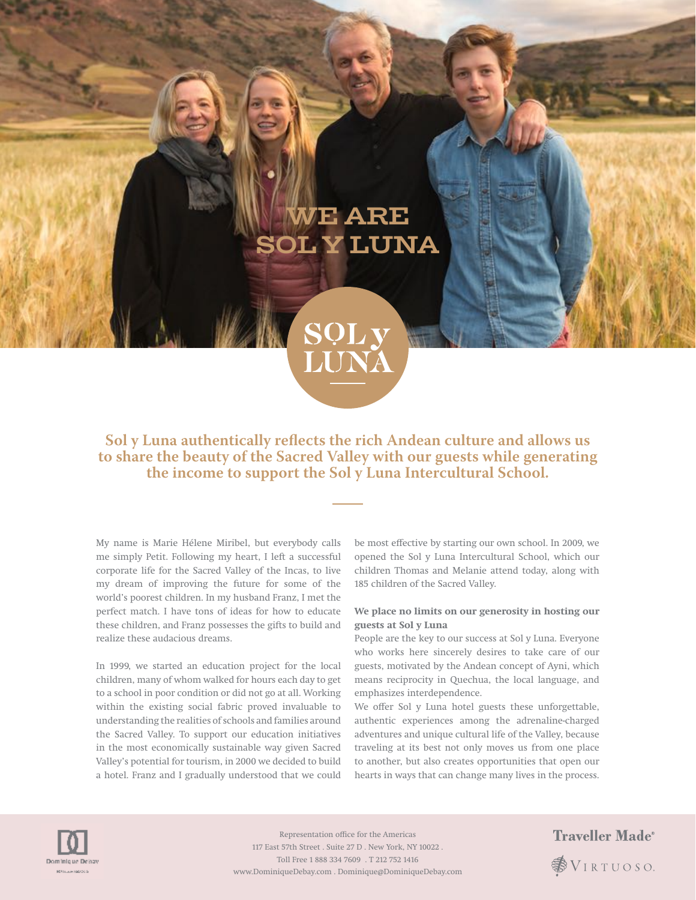# WE ARE SOL Y LUNA

SOL y LUNA

**Sol y Luna authentically reflects the rich Andean culture and allows us to share the beauty of the Sacred Valley with our guests while generating the income to support the Sol y Luna Intercultural School.**

My name is Marie Hélene Miribel, but everybody calls me simply Petit. Following my heart, I left a successful corporate life for the Sacred Valley of the Incas, to live my dream of improving the future for some of the world's poorest children. In my husband Franz, I met the perfect match. I have tons of ideas for how to educate these children, and Franz possesses the gifts to build and realize these audacious dreams.

In 1999, we started an education project for the local children, many of whom walked for hours each day to get to a school in poor condition or did not go at all. Working within the existing social fabric proved invaluable to understanding the realities of schools and families around the Sacred Valley. To support our education initiatives in the most economically sustainable way given Sacred Valley's potential for tourism, in 2000 we decided to build a hotel. Franz and I gradually understood that we could be most effective by starting our own school. In 2009, we opened the Sol y Luna Intercultural School, which our children Thomas and Melanie attend today, along with 185 children of the Sacred Valley.

**We place no limits on our generosity in hosting our guests at Sol y Luna**

People are the key to our success at Sol y Luna. Everyone who works here sincerely desires to take care of our guests, motivated by the Andean concept of Ayni, which means reciprocity in Quechua, the local language, and emphasizes interdependence.

We offer Sol y Luna hotel guests these unforgettable, authentic experiences among the adrenaline-charged adventures and unique cultural life of the Valley, because traveling at its best not only moves us from one place to another, but also creates opportunities that open our hearts in ways that can change many lives in the process.

Dominique Debay

Representation office for the Americas
117 East 57th Street . Suite 27 D . New York, NY 10022 .
Toll Free 1 888 334 7609 . T 212 752 1416
www.DominiqueDebay.com . Dominique@DominiqueDebay.com

Traveller Made®

VIRTUOSO.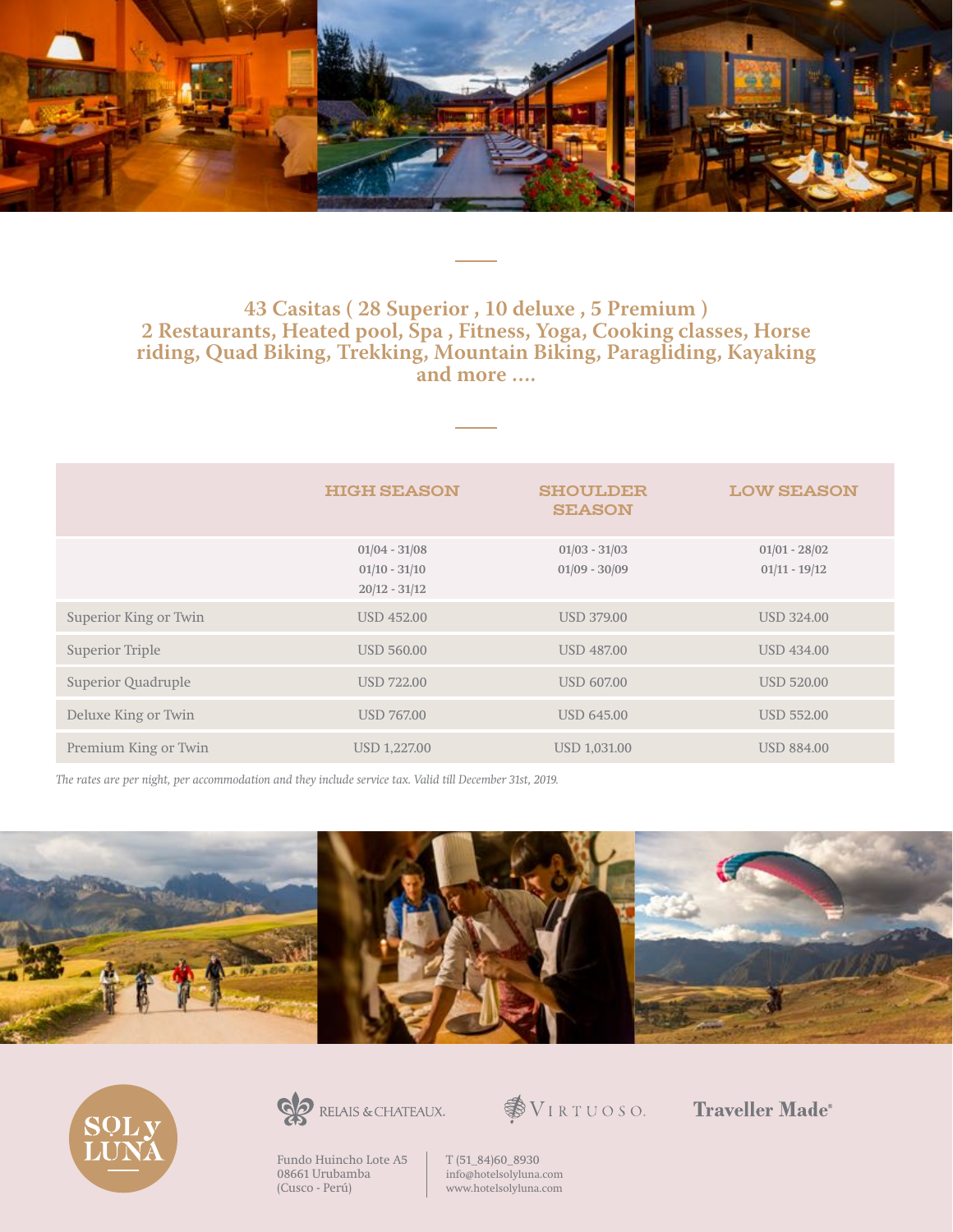**43 Casitas ( 28 Superior , 10 deluxe , 5 Premium )**
**2 Restaurants, Heated pool, Spa , Fitness, Yoga, Cooking classes, Horse riding, Quad Biking, Trekking, Mountain Biking, Paragliding, Kayaking and more ....**

| | HIGH SEASON | SHOULDER SEASON | LOW SEASON |
|---|---|---|---|
| | 01/04 - 31/08<br>01/10 - 31/10<br>20/12 - 31/12 | 01/03 - 31/03<br>01/09 - 30/09 | 01/01 - 28/02<br>01/11 - 19/12 |
| Superior King or Twin | USD 452.00 | USD 379.00 | USD 324.00 |
| Superior Triple | USD 560.00 | USD 487.00 | USD 434.00 |
| Superior Quadruple | USD 722.00 | USD 607.00 | USD 520.00 |
| Deluxe King or Twin | USD 767.00 | USD 645.00 | USD 552.00 |
| Premium King or Twin | USD 1,227.00 | USD 1,031.00 | USD 884.00 |

*The rates are per night, per accommodation and they include service tax. Valid till December 31st, 2019.*

SOL y LUNA

RELAIS & CHATEAUX.

VIRTUOSO.

Traveller Made®

Fundo Huincho Lote A5
08661 Urubamba
(Cusco - Perú)

T (51_84)60_8930
info@hotelsolyluna.com
www.hotelsolyluna.com